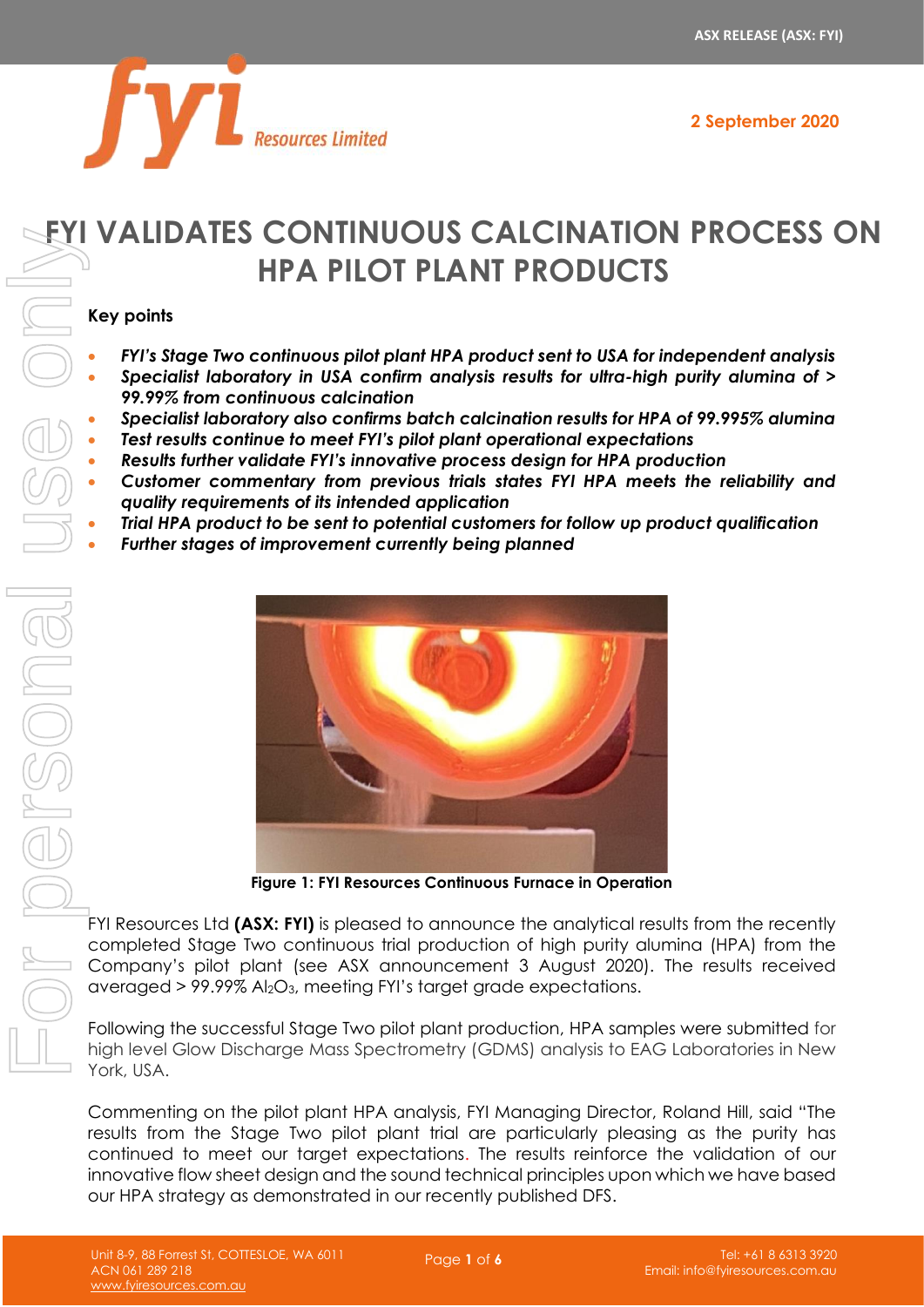ASX RELEASE (ASX: FYI)

2 September 2020

# FYI VALIDATES CONTINUOUS CALCINATION PROCESS ON HPA PILOT PLANT PRODUCTS

**Key points**

- ***FYI's Stage Two continuous pilot plant HPA product sent to USA for independent analysis***
- ***Specialist laboratory in USA confirm analysis results for ultra-high purity alumina of > 99.99% from continuous calcination***
- ***Specialist laboratory also confirms batch calcination results for HPA of 99.995% alumina***
- ***Test results continue to meet FYI's pilot plant operational expectations***
- ***Results further validate FYI's innovative process design for HPA production***
- ***Customer commentary from previous trials states FYI HPA meets the reliability and quality requirements of its intended application***
- ***Trial HPA product to be sent to potential customers for follow up product qualification***
- ***Further stages of improvement currently being planned***

**Figure 1: FYI Resources Continuous Furnace in Operation**

FYI Resources Ltd **(ASX: FYI)** is pleased to announce the analytical results from the recently completed Stage Two continuous trial production of high purity alumina (HPA) from the Company's pilot plant (see ASX announcement 3 August 2020). The results received averaged > 99.99% $Al_2O_3$, meeting FYI's target grade expectations.

Following the successful Stage Two pilot plant production, HPA samples were submitted for high level Glow Discharge Mass Spectrometry (GDMS) analysis to EAG Laboratories in New York, USA.

Commenting on the pilot plant HPA analysis, FYI Managing Director, Roland Hill, said "The results from the Stage Two pilot plant trial are particularly pleasing as the purity has continued to meet our target expectations. The results reinforce the validation of our innovative flow sheet design and the sound technical principles upon which we have based our HPA strategy as demonstrated in our recently published DFS.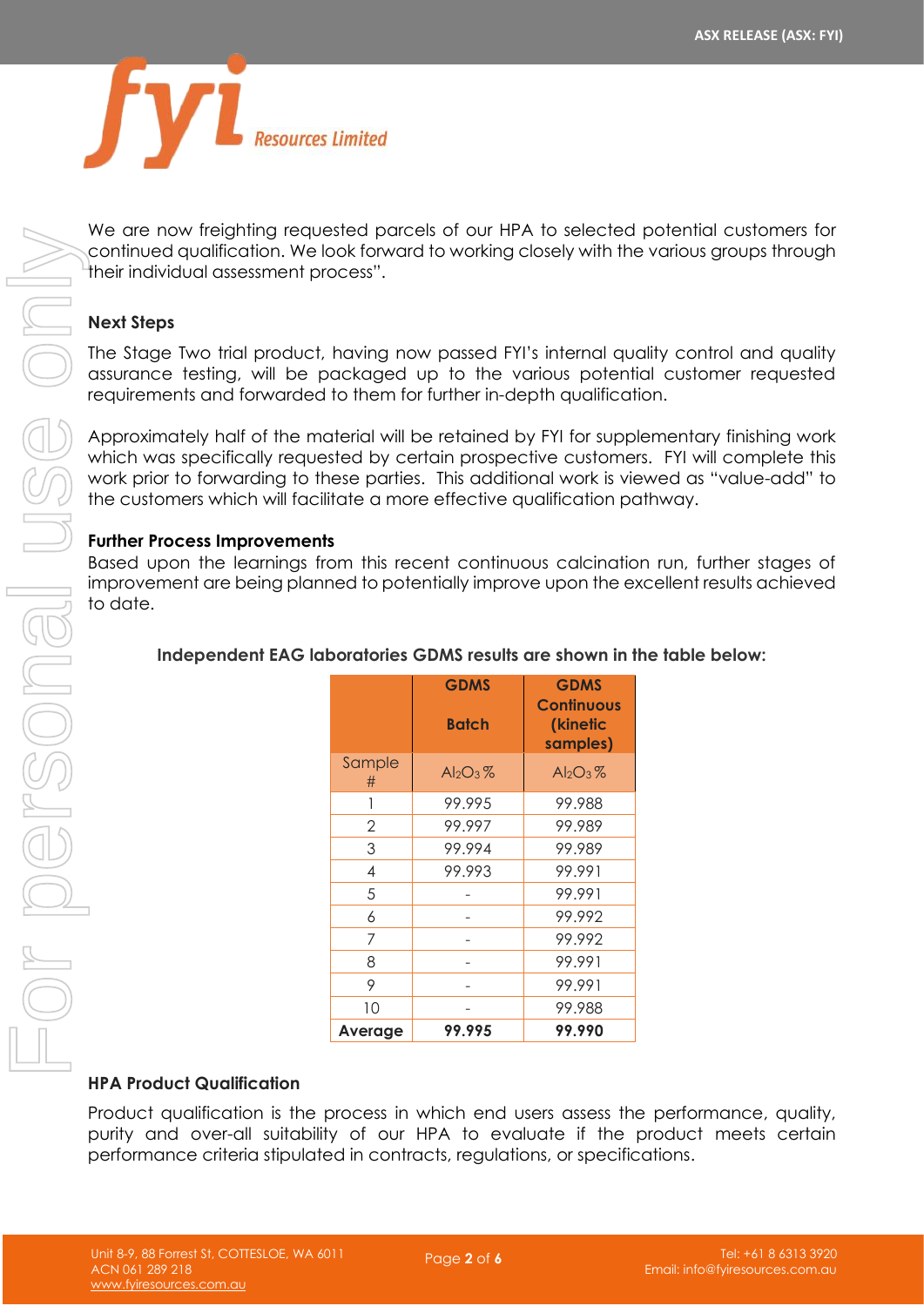We are now freighting requested parcels of our HPA to selected potential customers for continued qualification. We look forward to working closely with the various groups through their individual assessment process".

**Next Steps**

The Stage Two trial product, having now passed FYI's internal quality control and quality assurance testing, will be packaged up to the various potential customer requested requirements and forwarded to them for further in-depth qualification.

Approximately half of the material will be retained by FYI for supplementary finishing work which was specifically requested by certain prospective customers. FYI will complete this work prior to forwarding to these parties. This additional work is viewed as "value-add" to the customers which will facilitate a more effective qualification pathway.

**Further Process Improvements**

Based upon the learnings from this recent continuous calcination run, further stages of improvement are being planned to potentially improve upon the excellent results achieved to date.

**Independent EAG laboratories GDMS results are shown in the table below:**

| | GDMS Batch | GDMS Continuous (kinetic samples) |
|---|---|---|
| Sample # | $Al_2O_3$ % | $Al_2O_3$ % |
| 1 | 99.995 | 99.988 |
| 2 | 99.997 | 99.989 |
| 3 | 99.994 | 99.989 |
| 4 | 99.993 | 99.991 |
| 5 | - | 99.991 |
| 6 | - | 99.992 |
| 7 | - | 99.992 |
| 8 | - | 99.991 |
| 9 | - | 99.991 |
| 10 | - | 99.988 |
| **Average** | **99.995** | **99.990** |

**HPA Product Qualification**

Product qualification is the process in which end users assess the performance, quality, purity and over-all suitability of our HPA to evaluate if the product meets certain performance criteria stipulated in contracts, regulations, or specifications.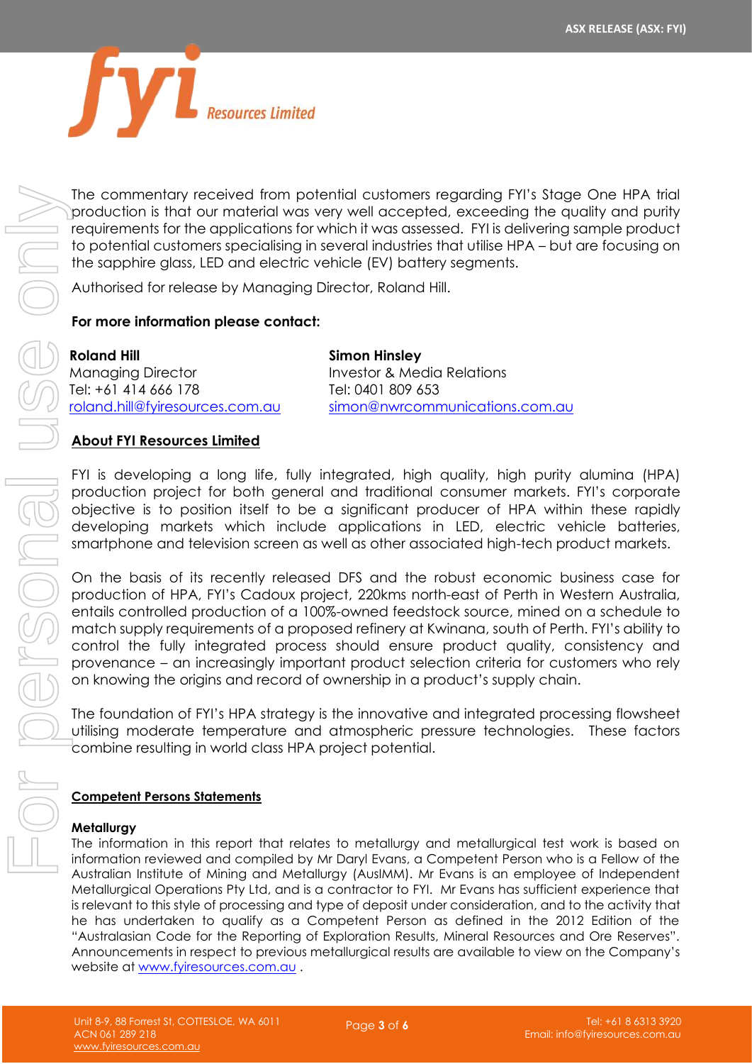The commentary received from potential customers regarding FYI's Stage One HPA trial production is that our material was very well accepted, exceeding the quality and purity requirements for the applications for which it was assessed. FYI is delivering sample product to potential customers specialising in several industries that utilise HPA – but are focusing on the sapphire glass, LED and electric vehicle (EV) battery segments.

Authorised for release by Managing Director, Roland Hill.

**For more information please contact:**

**Roland Hill**
Managing Director
Tel: +61 414 666 178
roland.hill@fyiresources.com.au

**Simon Hinsley**
Investor & Media Relations
Tel: 0401 809 653
simon@nwrcommunications.com.au

## About FYI Resources Limited

FYI is developing a long life, fully integrated, high quality, high purity alumina (HPA) production project for both general and traditional consumer markets. FYI's corporate objective is to position itself to be a significant producer of HPA within these rapidly developing markets which include applications in LED, electric vehicle batteries, smartphone and television screen as well as other associated high-tech product markets.

On the basis of its recently released DFS and the robust economic business case for production of HPA, FYI's Cadoux project, 220kms north-east of Perth in Western Australia, entails controlled production of a 100%-owned feedstock source, mined on a schedule to match supply requirements of a proposed refinery at Kwinana, south of Perth. FYI's ability to control the fully integrated process should ensure product quality, consistency and provenance – an increasingly important product selection criteria for customers who rely on knowing the origins and record of ownership in a product's supply chain.

The foundation of FYI's HPA strategy is the innovative and integrated processing flowsheet utilising moderate temperature and atmospheric pressure technologies. These factors combine resulting in world class HPA project potential.

## Competent Persons Statements

### Metallurgy

The information in this report that relates to metallurgy and metallurgical test work is based on information reviewed and compiled by Mr Daryl Evans, a Competent Person who is a Fellow of the Australian Institute of Mining and Metallurgy (AusIMM). Mr Evans is an employee of Independent Metallurgical Operations Pty Ltd, and is a contractor to FYI. Mr Evans has sufficient experience that is relevant to this style of processing and type of deposit under consideration, and to the activity that he has undertaken to qualify as a Competent Person as defined in the 2012 Edition of the "Australasian Code for the Reporting of Exploration Results, Mineral Resources and Ore Reserves". Announcements in respect to previous metallurgical results are available to view on the Company's website at www.fyiresources.com.au .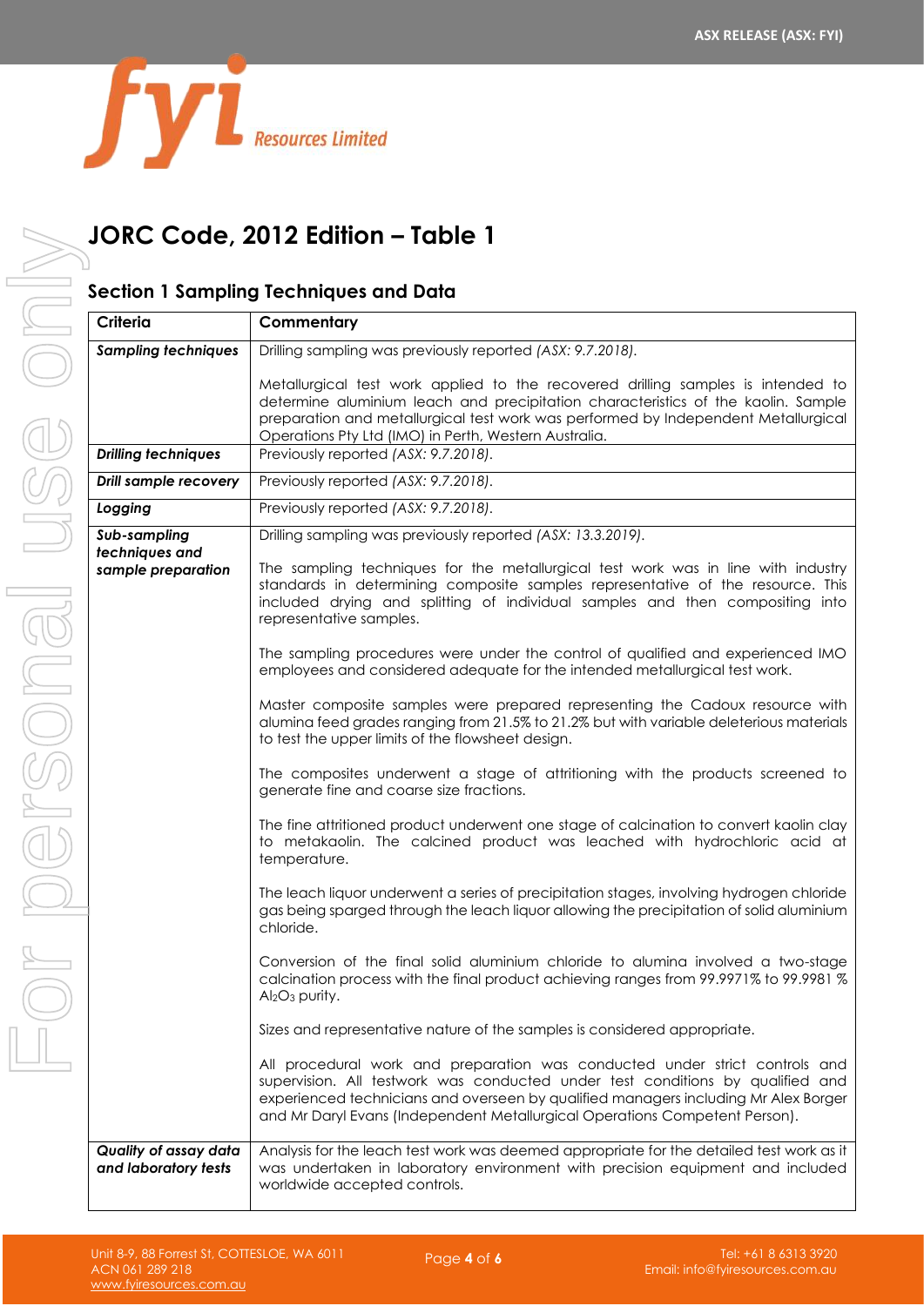# JORC Code, 2012 Edition – Table 1

## Section 1 Sampling Techniques and Data

| Criteria | Commentary |
|---|---|
| ***Sampling techniques*** | Drilling sampling was previously reported *(ASX: 9.7.2018).*<br><br>Metallurgical test work applied to the recovered drilling samples is intended to determine aluminium leach and precipitation characteristics of the kaolin. Sample preparation and metallurgical test work was performed by Independent Metallurgical Operations Pty Ltd (IMO) in Perth, Western Australia. |
| ***Drilling techniques*** | Previously reported *(ASX: 9.7.2018).* |
| ***Drill sample recovery*** | Previously reported *(ASX: 9.7.2018).* |
| ***Logging*** | Previously reported *(ASX: 9.7.2018).* |
| ***Sub-sampling techniques and sample preparation*** | Drilling sampling was previously reported *(ASX: 13.3.2019).*<br><br>The sampling techniques for the metallurgical test work was in line with industry standards in determining composite samples representative of the resource. This included drying and splitting of individual samples and then compositing into representative samples.<br><br>The sampling procedures were under the control of qualified and experienced IMO employees and considered adequate for the intended metallurgical test work.<br><br>Master composite samples were prepared representing the Cadoux resource with alumina feed grades ranging from 21.5% to 21.2% but with variable deleterious materials to test the upper limits of the flowsheet design.<br><br>The composites underwent a stage of attritioning with the products screened to generate fine and coarse size fractions.<br><br>The fine attritioned product underwent one stage of calcination to convert kaolin clay to metakaolin. The calcined product was leached with hydrochloric acid at temperature.<br><br>The leach liquor underwent a series of precipitation stages, involving hydrogen chloride gas being sparged through the leach liquor allowing the precipitation of solid aluminium chloride.<br><br>Conversion of the final solid aluminium chloride to alumina involved a two-stage calcination process with the final product achieving ranges from 99.9971% to 99.9981 % $Al_2O_3$ purity.<br><br>Sizes and representative nature of the samples is considered appropriate.<br><br>All procedural work and preparation was conducted under strict controls and supervision. All testwork was conducted under test conditions by qualified and experienced technicians and overseen by qualified managers including Mr Alex Borger and Mr Daryl Evans (Independent Metallurgical Operations Competent Person). |
| ***Quality of assay data and laboratory tests*** | Analysis for the leach test work was deemed appropriate for the detailed test work as it was undertaken in laboratory environment with precision equipment and included worldwide accepted controls. |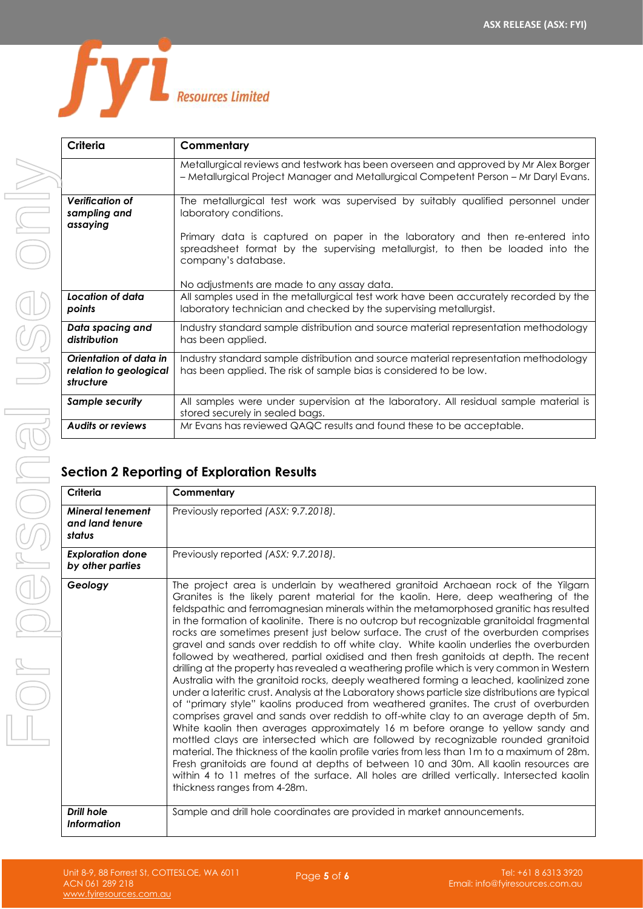| Criteria | Commentary |
|---|---|
| | Metallurgical reviews and testwork has been overseen and approved by Mr Alex Borger – Metallurgical Project Manager and Metallurgical Competent Person – Mr Daryl Evans. |
| ***Verification of sampling and assaying*** | The metallurgical test work was supervised by suitably qualified personnel under laboratory conditions.<br><br>Primary data is captured on paper in the laboratory and then re-entered into spreadsheet format by the supervising metallurgist, to then be loaded into the company's database.<br><br>No adjustments are made to any assay data. |
| ***Location of data points*** | All samples used in the metallurgical test work have been accurately recorded by the laboratory technician and checked by the supervising metallurgist. |
| ***Data spacing and distribution*** | Industry standard sample distribution and source material representation methodology has been applied. |
| ***Orientation of data in relation to geological structure*** | Industry standard sample distribution and source material representation methodology has been applied. The risk of sample bias is considered to be low. |
| ***Sample security*** | All samples were under supervision at the laboratory. All residual sample material is stored securely in sealed bags. |
| ***Audits or reviews*** | Mr Evans has reviewed QAQC results and found these to be acceptable. |

## Section 2 Reporting of Exploration Results

| Criteria | Commentary |
|---|---|
| ***Mineral tenement and land tenure status*** | Previously reported *(ASX: 9.7.2018)*. |
| ***Exploration done by other parties*** | Previously reported *(ASX: 9.7.2018)*. |
| ***Geology*** | The project area is underlain by weathered granitoid Archaean rock of the Yilgarn Granites is the likely parent material for the kaolin. Here, deep weathering of the feldspathic and ferromagnesian minerals within the metamorphosed granitic has resulted in the formation of kaolinite. There is no outcrop but recognizable granitoidal fragmental rocks are sometimes present just below surface. The crust of the overburden comprises gravel and sands over reddish to off white clay. White kaolin underlies the overburden followed by weathered, partial oxidised and then fresh ganitoids at depth. The recent drilling at the property has revealed a weathering profile which is very common in Western Australia with the granitoid rocks, deeply weathered forming a leached, kaolinized zone under a lateritic crust. Analysis at the Laboratory shows particle size distributions are typical of "primary style" kaolins produced from weathered granites. The crust of overburden comprises gravel and sands over reddish to off-white clay to an average depth of 5m. White kaolin then averages approximately 16 m before orange to yellow sandy and mottled clays are intersected which are followed by recognizable rounded granitoid material. The thickness of the kaolin profile varies from less than 1m to a maximum of 28m. Fresh granitoids are found at depths of between 10 and 30m. All kaolin resources are within 4 to 11 metres of the surface. All holes are drilled vertically. Intersected kaolin thickness ranges from 4-28m. |
| ***Drill hole Information*** | Sample and drill hole coordinates are provided in market announcements. |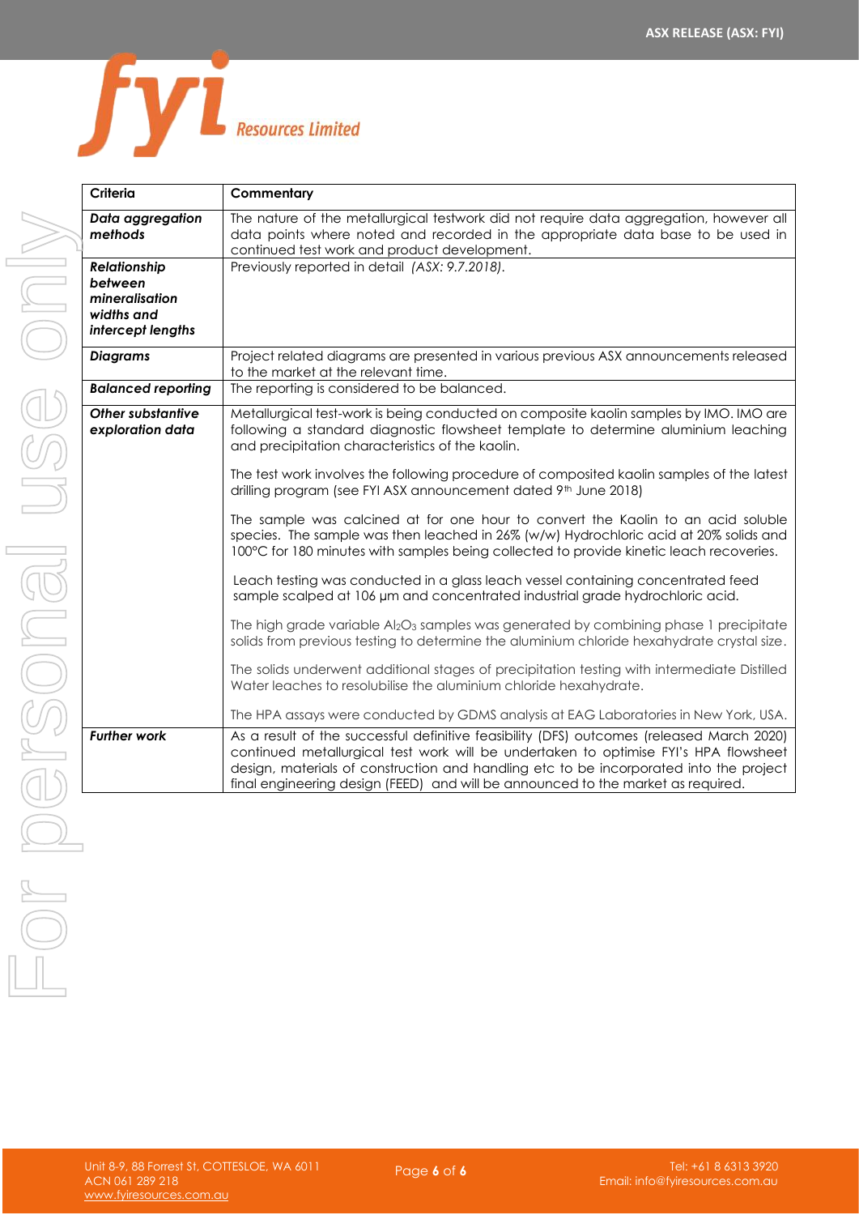| Criteria | Commentary |
|---|---|
| ***Data aggregation methods*** | The nature of the metallurgical testwork did not require data aggregation, however all data points where noted and recorded in the appropriate data base to be used in continued test work and product development. |
| ***Relationship between mineralisation widths and intercept lengths*** | Previously reported in detail *(ASX: 9.7.2018).* |
| ***Diagrams*** | Project related diagrams are presented in various previous ASX announcements released to the market at the relevant time. |
| ***Balanced reporting*** | The reporting is considered to be balanced. |
| ***Other substantive exploration data*** | Metallurgical test-work is being conducted on composite kaolin samples by IMO. IMO are following a standard diagnostic flowsheet template to determine aluminium leaching and precipitation characteristics of the kaolin.<br><br>The test work involves the following procedure of composited kaolin samples of the latest drilling program (see FYI ASX announcement dated 9th June 2018)<br><br>The sample was calcined at for one hour to convert the Kaolin to an acid soluble species. The sample was then leached in 26% (w/w) Hydrochloric acid at 20% solids and 100°C for 180 minutes with samples being collected to provide kinetic leach recoveries.<br><br>Leach testing was conducted in a glass leach vessel containing concentrated feed sample scalped at 106 µm and concentrated industrial grade hydrochloric acid.<br><br>The high grade variable $Al_2O_3$ samples was generated by combining phase 1 precipitate solids from previous testing to determine the aluminium chloride hexahydrate crystal size.<br><br>The solids underwent additional stages of precipitation testing with intermediate Distilled Water leaches to resolubilise the aluminium chloride hexahydrate.<br><br>The HPA assays were conducted by GDMS analysis at EAG Laboratories in New York, USA. |
| ***Further work*** | As a result of the successful definitive feasibility (DFS) outcomes (released March 2020) continued metallurgical test work will be undertaken to optimise FYI's HPA flowsheet design, materials of construction and handling etc to be incorporated into the project final engineering design (FEED) and will be announced to the market as required. |